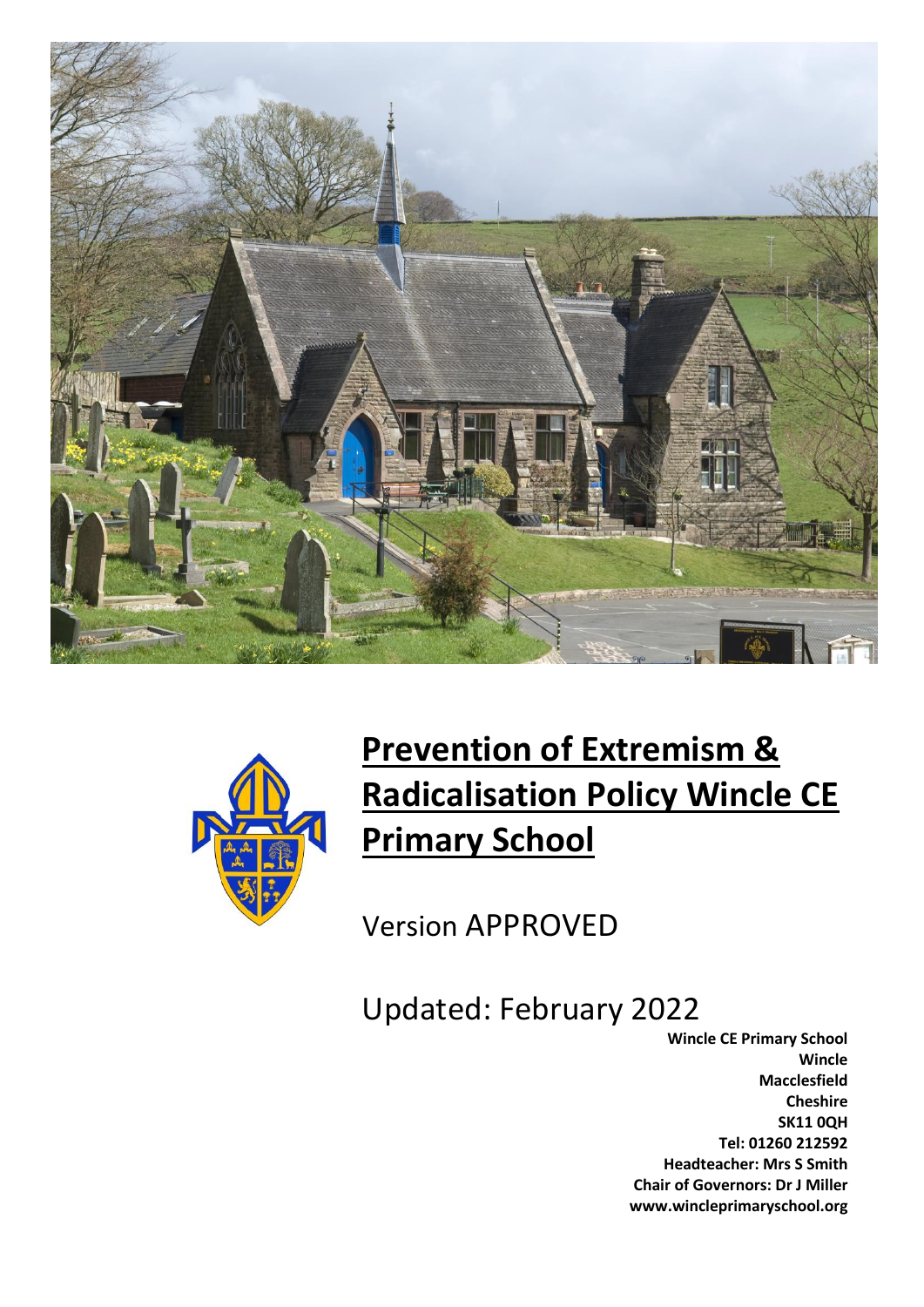# Prevention of Extremism & Radicalisation Policy Wincle CE Primary School

Version APPROVED

Updated: February 2022

**Wincle CE Primary School**
**Wincle**
**Macclesfield**
**Cheshire**
**SK11 0QH**
**Tel: 01260 212592**
**Headteacher: Mrs S Smith**
**Chair of Governors: Dr J Miller**
**www.wincleprimaryschool.org**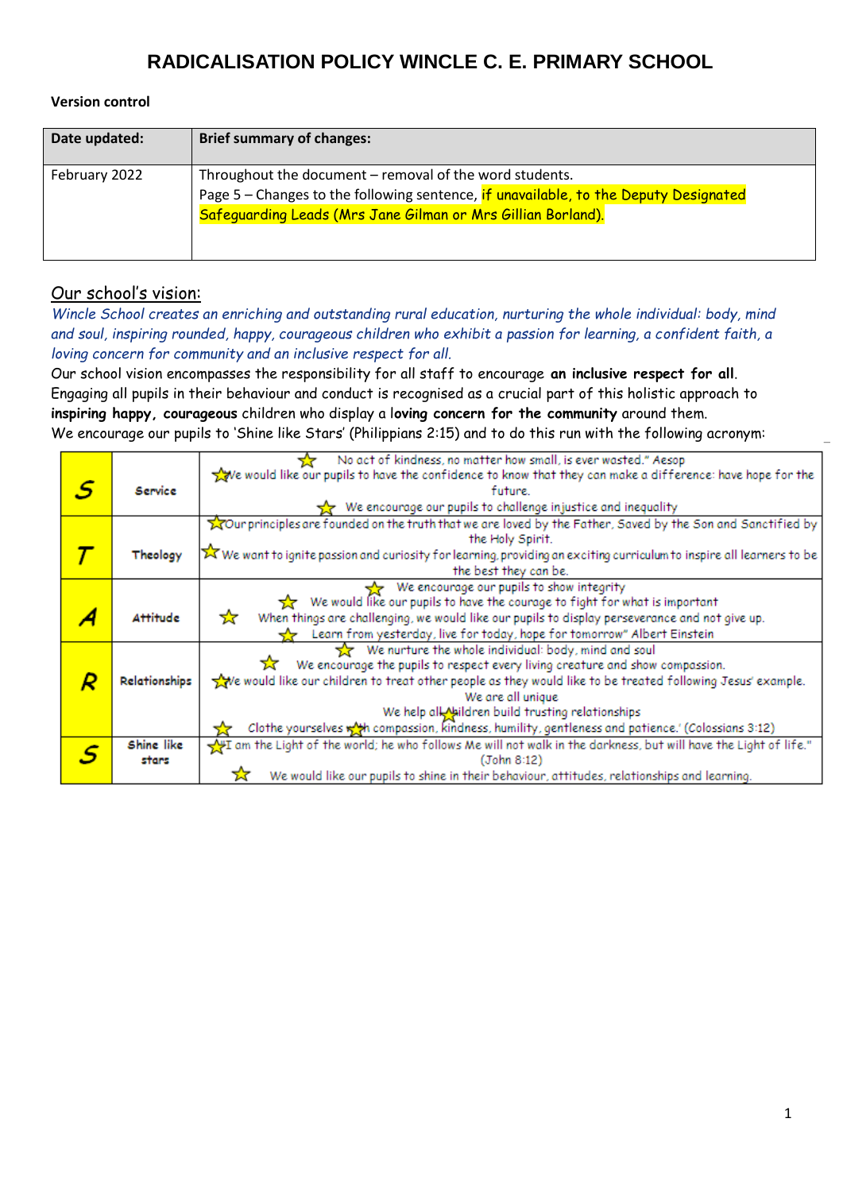# RADICALISATION POLICY WINCLE C. E. PRIMARY SCHOOL

**Version control**

| Date updated: | Brief summary of changes: |
|---|---|
| February 2022 | Throughout the document – removal of the word students.<br>Page 5 – Changes to the following sentence, if unavailable, to the Deputy Designated Safeguarding Leads (Mrs Jane Gilman or Mrs Gillian Borland). |

## Our school's vision:

*Wincle School creates an enriching and outstanding rural education, nurturing the whole individual: body, mind and soul, inspiring rounded, happy, courageous children who exhibit a passion for learning, a confident faith, a loving concern for community and an inclusive respect for all.*

Our school vision encompasses the responsibility for all staff to encourage **an inclusive respect for all**. Engaging all pupils in their behaviour and conduct is recognised as a crucial part of this holistic approach to **inspiring happy, courageous** children who display a **loving concern for the community** around them.

We encourage our pupils to 'Shine like Stars' (Philippians 2:15) and to do this run with the following acronym:

| | | |
|---|---|---|
| **S** | **Service** | No act of kindness, no matter how small, is ever wasted." Aesop<br>We would like our pupils to have the confidence to know that they can make a difference: have hope for the future.<br>We encourage our pupils to challenge injustice and inequality |
| **T** | **Theology** | Our principles are founded on the truth that we are loved by the Father, Saved by the Son and Sanctified by the Holy Spirit.<br>We want to ignite passion and curiosity for learning, providing an exciting curriculum to inspire all learners to be the best they can be. |
| **A** | **Attitude** | We encourage our pupils to show integrity<br>We would like our pupils to have the courage to fight for what is important<br>When things are challenging, we would like our pupils to display perseverance and not give up.<br>Learn from yesterday, live for today, hope for tomorrow" Albert Einstein |
| **R** | **Relationships** | We nurture the whole individual: body, mind and soul<br>We encourage the pupils to respect every living creature and show compassion.<br>We would like our children to treat other people as they would like to be treated following Jesus' example.<br>We are all unique<br>We help all children build trusting relationships<br>Clothe yourselves with compassion, kindness, humility, gentleness and patience.' (Colossians 3:12) |
| **S** | **Shine like stars** | "I am the Light of the world; he who follows Me will not walk in the darkness, but will have the Light of life." (John 8:12)<br>We would like our pupils to shine in their behaviour, attitudes, relationships and learning. |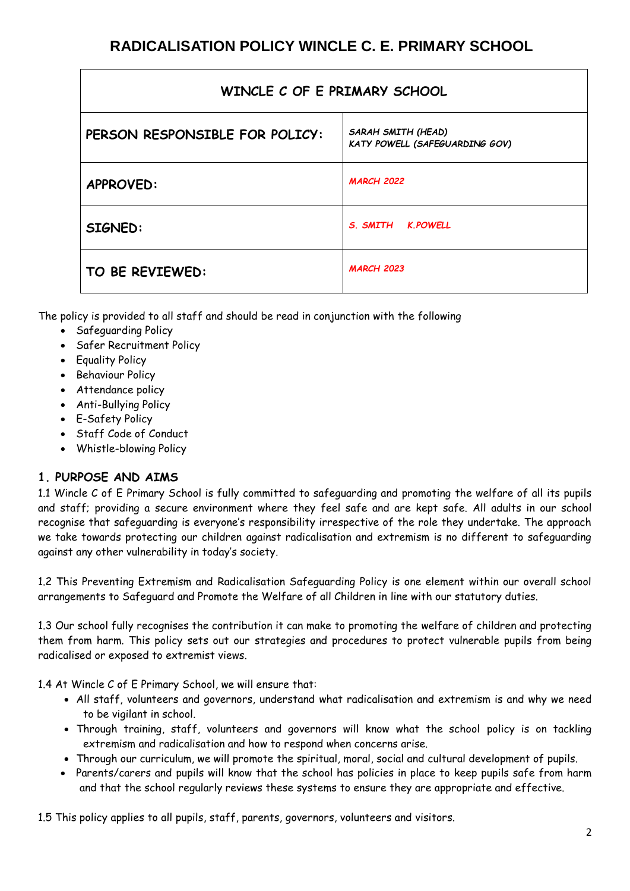# RADICALISATION POLICY WINCLE C. E. PRIMARY SCHOOL

| WINCLE C OF E PRIMARY SCHOOL | |
|---|---|
| PERSON RESPONSIBLE FOR POLICY: | *SARAH SMITH (HEAD)*<br>*KATY POWELL (SAFEGUARDING GOV)* |
| APPROVED: | ***MARCH 2022*** |
| SIGNED: | ***S. SMITH K.POWELL*** |
| TO BE REVIEWED: | ***MARCH 2023*** |

The policy is provided to all staff and should be read in conjunction with the following

- Safeguarding Policy
- Safer Recruitment Policy
- Equality Policy
- Behaviour Policy
- Attendance policy
- Anti-Bullying Policy
- E-Safety Policy
- Staff Code of Conduct
- Whistle-blowing Policy

## 1. PURPOSE AND AIMS

1.1 Wincle C of E Primary School is fully committed to safeguarding and promoting the welfare of all its pupils and staff; providing a secure environment where they feel safe and are kept safe. All adults in our school recognise that safeguarding is everyone's responsibility irrespective of the role they undertake. The approach we take towards protecting our children against radicalisation and extremism is no different to safeguarding against any other vulnerability in today's society.

1.2 This Preventing Extremism and Radicalisation Safeguarding Policy is one element within our overall school arrangements to Safeguard and Promote the Welfare of all Children in line with our statutory duties.

1.3 Our school fully recognises the contribution it can make to promoting the welfare of children and protecting them from harm. This policy sets out our strategies and procedures to protect vulnerable pupils from being radicalised or exposed to extremist views.

1.4 At Wincle C of E Primary School, we will ensure that:

- All staff, volunteers and governors, understand what radicalisation and extremism is and why we need to be vigilant in school.
- Through training, staff, volunteers and governors will know what the school policy is on tackling extremism and radicalisation and how to respond when concerns arise.
- Through our curriculum, we will promote the spiritual, moral, social and cultural development of pupils.
- Parents/carers and pupils will know that the school has policies in place to keep pupils safe from harm and that the school regularly reviews these systems to ensure they are appropriate and effective.

1.5 This policy applies to all pupils, staff, parents, governors, volunteers and visitors.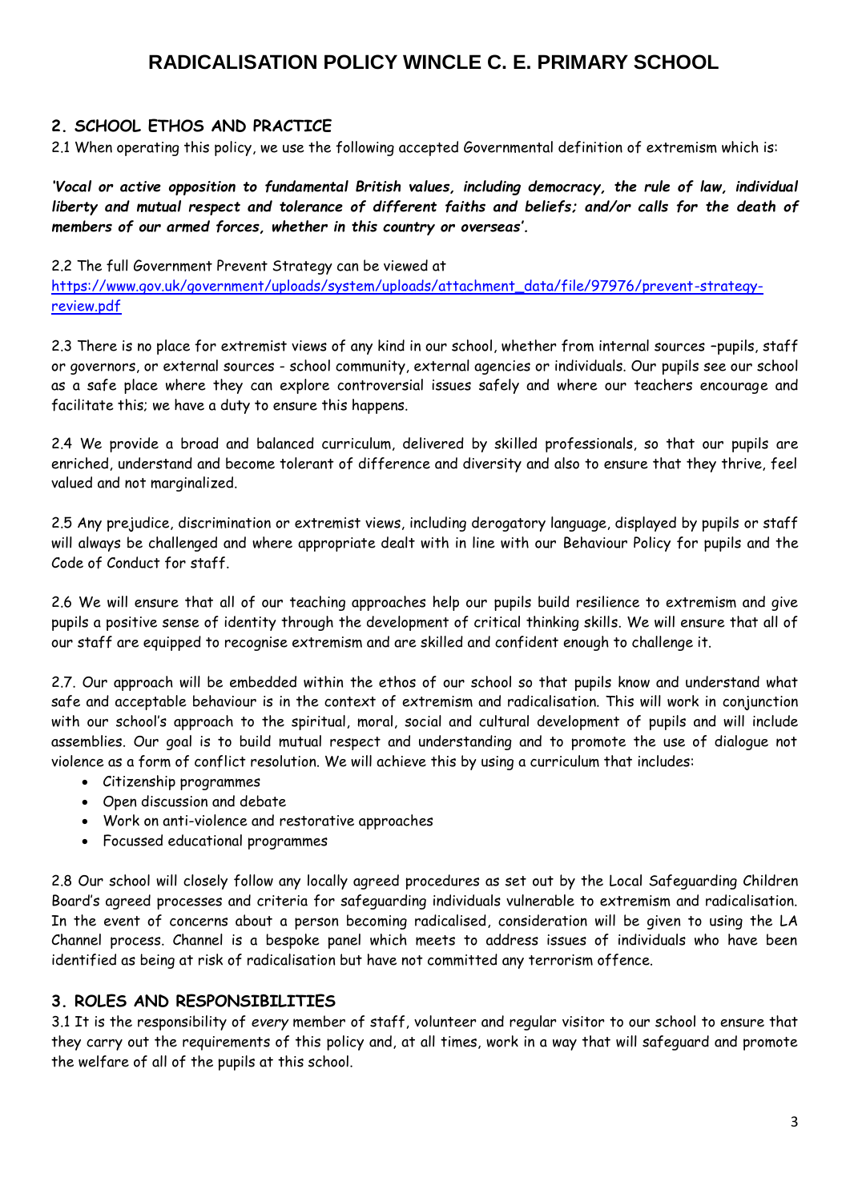# RADICALISATION POLICY WINCLE C. E. PRIMARY SCHOOL

## 2. SCHOOL ETHOS AND PRACTICE

2.1 When operating this policy, we use the following accepted Governmental definition of extremism which is:

***'Vocal or active opposition to fundamental British values, including democracy, the rule of law, individual liberty and mutual respect and tolerance of different faiths and beliefs; and/or calls for the death of members of our armed forces, whether in this country or overseas'.***

2.2 The full Government Prevent Strategy can be viewed at [https://www.gov.uk/government/uploads/system/uploads/attachment_data/file/97976/prevent-strategy-review.pdf](https://www.gov.uk/government/uploads/system/uploads/attachment_data/file/97976/prevent-strategy-review.pdf)

2.3 There is no place for extremist views of any kind in our school, whether from internal sources –pupils, staff or governors, or external sources - school community, external agencies or individuals. Our pupils see our school as a safe place where they can explore controversial issues safely and where our teachers encourage and facilitate this; we have a duty to ensure this happens.

2.4 We provide a broad and balanced curriculum, delivered by skilled professionals, so that our pupils are enriched, understand and become tolerant of difference and diversity and also to ensure that they thrive, feel valued and not marginalized.

2.5 Any prejudice, discrimination or extremist views, including derogatory language, displayed by pupils or staff will always be challenged and where appropriate dealt with in line with our Behaviour Policy for pupils and the Code of Conduct for staff.

2.6 We will ensure that all of our teaching approaches help our pupils build resilience to extremism and give pupils a positive sense of identity through the development of critical thinking skills. We will ensure that all of our staff are equipped to recognise extremism and are skilled and confident enough to challenge it.

2.7. Our approach will be embedded within the ethos of our school so that pupils know and understand what safe and acceptable behaviour is in the context of extremism and radicalisation. This will work in conjunction with our school's approach to the spiritual, moral, social and cultural development of pupils and will include assemblies. Our goal is to build mutual respect and understanding and to promote the use of dialogue not violence as a form of conflict resolution. We will achieve this by using a curriculum that includes:

- Citizenship programmes
- Open discussion and debate
- Work on anti-violence and restorative approaches
- Focussed educational programmes

2.8 Our school will closely follow any locally agreed procedures as set out by the Local Safeguarding Children Board's agreed processes and criteria for safeguarding individuals vulnerable to extremism and radicalisation. In the event of concerns about a person becoming radicalised, consideration will be given to using the LA Channel process. Channel is a bespoke panel which meets to address issues of individuals who have been identified as being at risk of radicalisation but have not committed any terrorism offence.

## 3. ROLES AND RESPONSIBILITIES

3.1 It is the responsibility of *every* member of staff, volunteer and regular visitor to our school to ensure that they carry out the requirements of this policy and, at all times, work in a way that will safeguard and promote the welfare of all of the pupils at this school.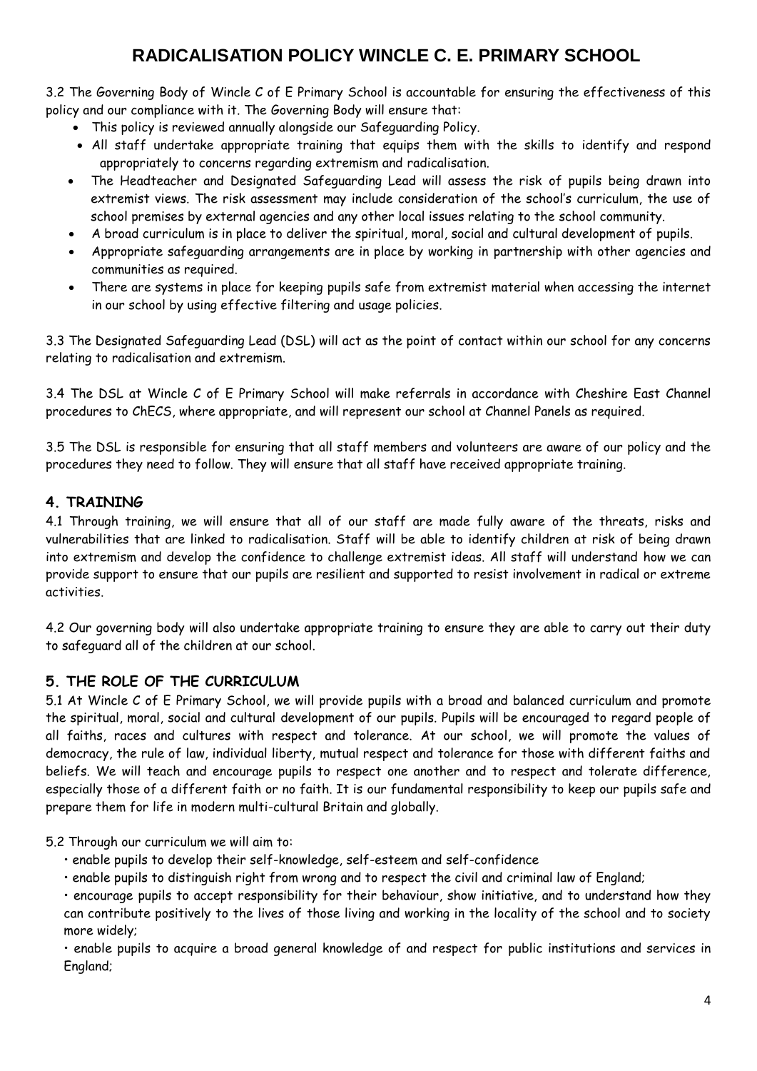# RADICALISATION POLICY WINCLE C. E. PRIMARY SCHOOL

3.2 The Governing Body of Wincle C of E Primary School is accountable for ensuring the effectiveness of this policy and our compliance with it. The Governing Body will ensure that:

- This policy is reviewed annually alongside our Safeguarding Policy.
- All staff undertake appropriate training that equips them with the skills to identify and respond appropriately to concerns regarding extremism and radicalisation.
- The Headteacher and Designated Safeguarding Lead will assess the risk of pupils being drawn into extremist views. The risk assessment may include consideration of the school's curriculum, the use of school premises by external agencies and any other local issues relating to the school community.
- A broad curriculum is in place to deliver the spiritual, moral, social and cultural development of pupils.
- Appropriate safeguarding arrangements are in place by working in partnership with other agencies and communities as required.
- There are systems in place for keeping pupils safe from extremist material when accessing the internet in our school by using effective filtering and usage policies.

3.3 The Designated Safeguarding Lead (DSL) will act as the point of contact within our school for any concerns relating to radicalisation and extremism.

3.4 The DSL at Wincle C of E Primary School will make referrals in accordance with Cheshire East Channel procedures to ChECS, where appropriate, and will represent our school at Channel Panels as required.

3.5 The DSL is responsible for ensuring that all staff members and volunteers are aware of our policy and the procedures they need to follow. They will ensure that all staff have received appropriate training.

## 4. TRAINING

4.1 Through training, we will ensure that all of our staff are made fully aware of the threats, risks and vulnerabilities that are linked to radicalisation. Staff will be able to identify children at risk of being drawn into extremism and develop the confidence to challenge extremist ideas. All staff will understand how we can provide support to ensure that our pupils are resilient and supported to resist involvement in radical or extreme activities.

4.2 Our governing body will also undertake appropriate training to ensure they are able to carry out their duty to safeguard all of the children at our school.

## 5. THE ROLE OF THE CURRICULUM

5.1 At Wincle C of E Primary School, we will provide pupils with a broad and balanced curriculum and promote the spiritual, moral, social and cultural development of our pupils. Pupils will be encouraged to regard people of all faiths, races and cultures with respect and tolerance. At our school, we will promote the values of democracy, the rule of law, individual liberty, mutual respect and tolerance for those with different faiths and beliefs. We will teach and encourage pupils to respect one another and to respect and tolerate difference, especially those of a different faith or no faith. It is our fundamental responsibility to keep our pupils safe and prepare them for life in modern multi-cultural Britain and globally.

5.2 Through our curriculum we will aim to:

- enable pupils to develop their self-knowledge, self-esteem and self-confidence
- enable pupils to distinguish right from wrong and to respect the civil and criminal law of England;
- encourage pupils to accept responsibility for their behaviour, show initiative, and to understand how they can contribute positively to the lives of those living and working in the locality of the school and to society more widely;
- enable pupils to acquire a broad general knowledge of and respect for public institutions and services in England;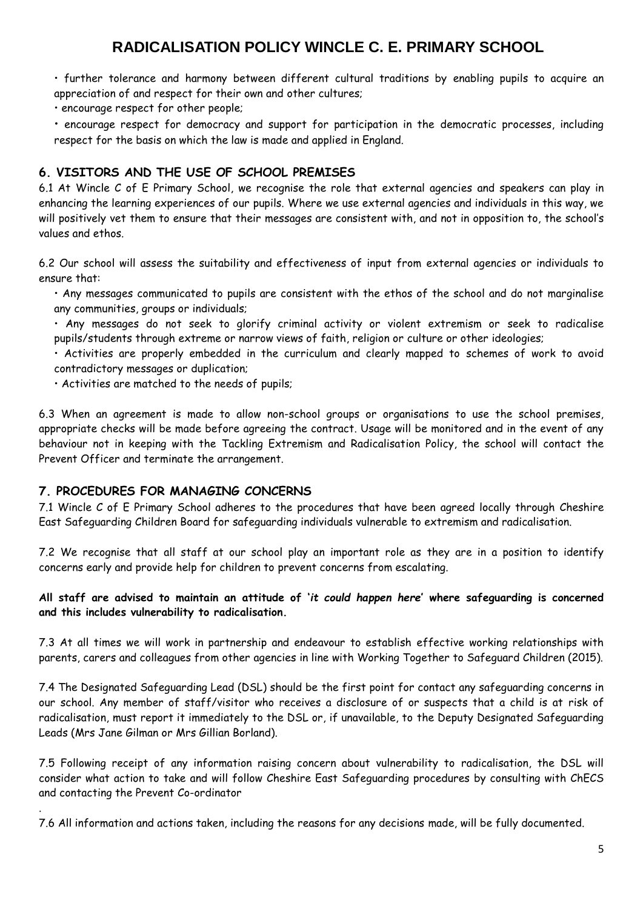• further tolerance and harmony between different cultural traditions by enabling pupils to acquire an appreciation of and respect for their own and other cultures;

• encourage respect for other people;

• encourage respect for democracy and support for participation in the democratic processes, including respect for the basis on which the law is made and applied in England.

## 6. VISITORS AND THE USE OF SCHOOL PREMISES

6.1 At Wincle C of E Primary School, we recognise the role that external agencies and speakers can play in enhancing the learning experiences of our pupils. Where we use external agencies and individuals in this way, we will positively vet them to ensure that their messages are consistent with, and not in opposition to, the school's values and ethos.

6.2 Our school will assess the suitability and effectiveness of input from external agencies or individuals to ensure that:

• Any messages communicated to pupils are consistent with the ethos of the school and do not marginalise any communities, groups or individuals;

• Any messages do not seek to glorify criminal activity or violent extremism or seek to radicalise pupils/students through extreme or narrow views of faith, religion or culture or other ideologies;

• Activities are properly embedded in the curriculum and clearly mapped to schemes of work to avoid contradictory messages or duplication;

• Activities are matched to the needs of pupils;

6.3 When an agreement is made to allow non-school groups or organisations to use the school premises, appropriate checks will be made before agreeing the contract. Usage will be monitored and in the event of any behaviour not in keeping with the Tackling Extremism and Radicalisation Policy, the school will contact the Prevent Officer and terminate the arrangement.

## 7. PROCEDURES FOR MANAGING CONCERNS

7.1 Wincle C of E Primary School adheres to the procedures that have been agreed locally through Cheshire East Safeguarding Children Board for safeguarding individuals vulnerable to extremism and radicalisation.

7.2 We recognise that all staff at our school play an important role as they are in a position to identify concerns early and provide help for children to prevent concerns from escalating.

**All staff are advised to maintain an attitude of '*it could happen here*' where safeguarding is concerned and this includes vulnerability to radicalisation.**

7.3 At all times we will work in partnership and endeavour to establish effective working relationships with parents, carers and colleagues from other agencies in line with Working Together to Safeguard Children (2015).

7.4 The Designated Safeguarding Lead (DSL) should be the first point for contact any safeguarding concerns in our school. Any member of staff/visitor who receives a disclosure of or suspects that a child is at risk of radicalisation, must report it immediately to the DSL or, if unavailable, to the Deputy Designated Safeguarding Leads (Mrs Jane Gilman or Mrs Gillian Borland).

7.5 Following receipt of any information raising concern about vulnerability to radicalisation, the DSL will consider what action to take and will follow Cheshire East Safeguarding procedures by consulting with ChECS and contacting the Prevent Co-ordinator

.

7.6 All information and actions taken, including the reasons for any decisions made, will be fully documented.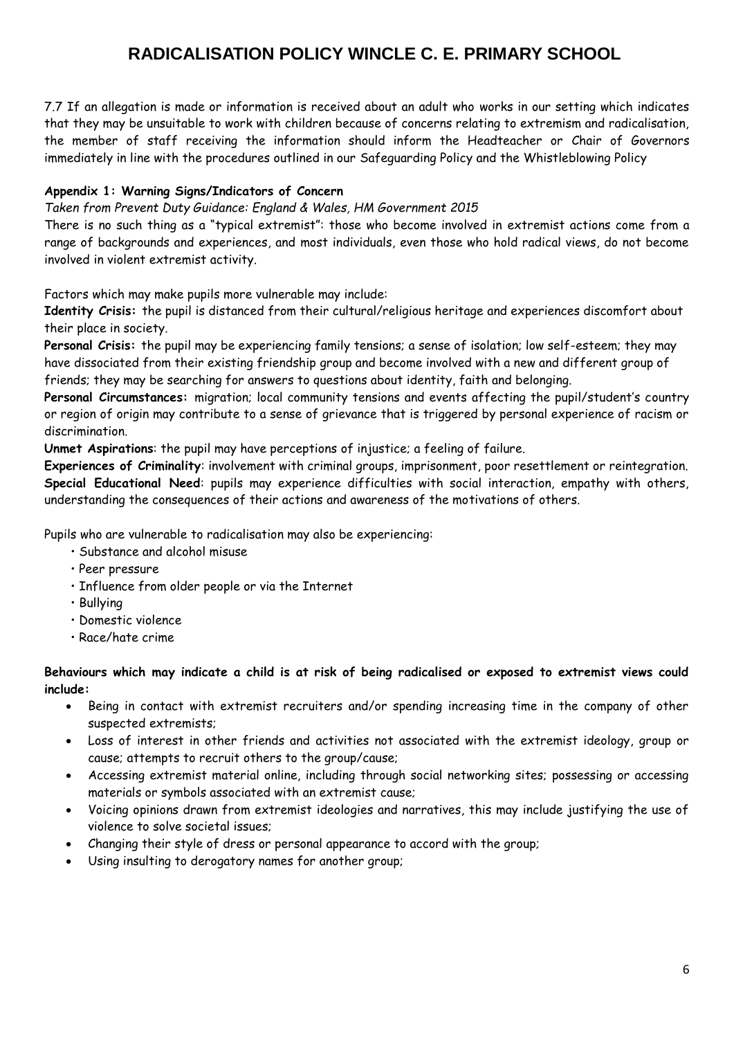7.7 If an allegation is made or information is received about an adult who works in our setting which indicates that they may be unsuitable to work with children because of concerns relating to extremism and radicalisation, the member of staff receiving the information should inform the Headteacher or Chair of Governors immediately in line with the procedures outlined in our Safeguarding Policy and the Whistleblowing Policy

**Appendix 1: Warning Signs/Indicators of Concern**

*Taken from Prevent Duty Guidance: England & Wales, HM Government 2015*

There is no such thing as a "typical extremist": those who become involved in extremist actions come from a range of backgrounds and experiences, and most individuals, even those who hold radical views, do not become involved in violent extremist activity.

Factors which may make pupils more vulnerable may include:

**Identity Crisis:** the pupil is distanced from their cultural/religious heritage and experiences discomfort about their place in society.

**Personal Crisis:** the pupil may be experiencing family tensions; a sense of isolation; low self-esteem; they may have dissociated from their existing friendship group and become involved with a new and different group of friends; they may be searching for answers to questions about identity, faith and belonging.

**Personal Circumstances:** migration; local community tensions and events affecting the pupil/student's country or region of origin may contribute to a sense of grievance that is triggered by personal experience of racism or discrimination.

**Unmet Aspirations**: the pupil may have perceptions of injustice; a feeling of failure.

**Experiences of Criminality**: involvement with criminal groups, imprisonment, poor resettlement or reintegration.

**Special Educational Need**: pupils may experience difficulties with social interaction, empathy with others, understanding the consequences of their actions and awareness of the motivations of others.

Pupils who are vulnerable to radicalisation may also be experiencing:

- Substance and alcohol misuse
- Peer pressure
- Influence from older people or via the Internet
- Bullying
- Domestic violence
- Race/hate crime

**Behaviours which may indicate a child is at risk of being radicalised or exposed to extremist views could include:**

- Being in contact with extremist recruiters and/or spending increasing time in the company of other suspected extremists;
- Loss of interest in other friends and activities not associated with the extremist ideology, group or cause; attempts to recruit others to the group/cause;
- Accessing extremist material online, including through social networking sites; possessing or accessing materials or symbols associated with an extremist cause;
- Voicing opinions drawn from extremist ideologies and narratives, this may include justifying the use of violence to solve societal issues;
- Changing their style of dress or personal appearance to accord with the group;
- Using insulting to derogatory names for another group;